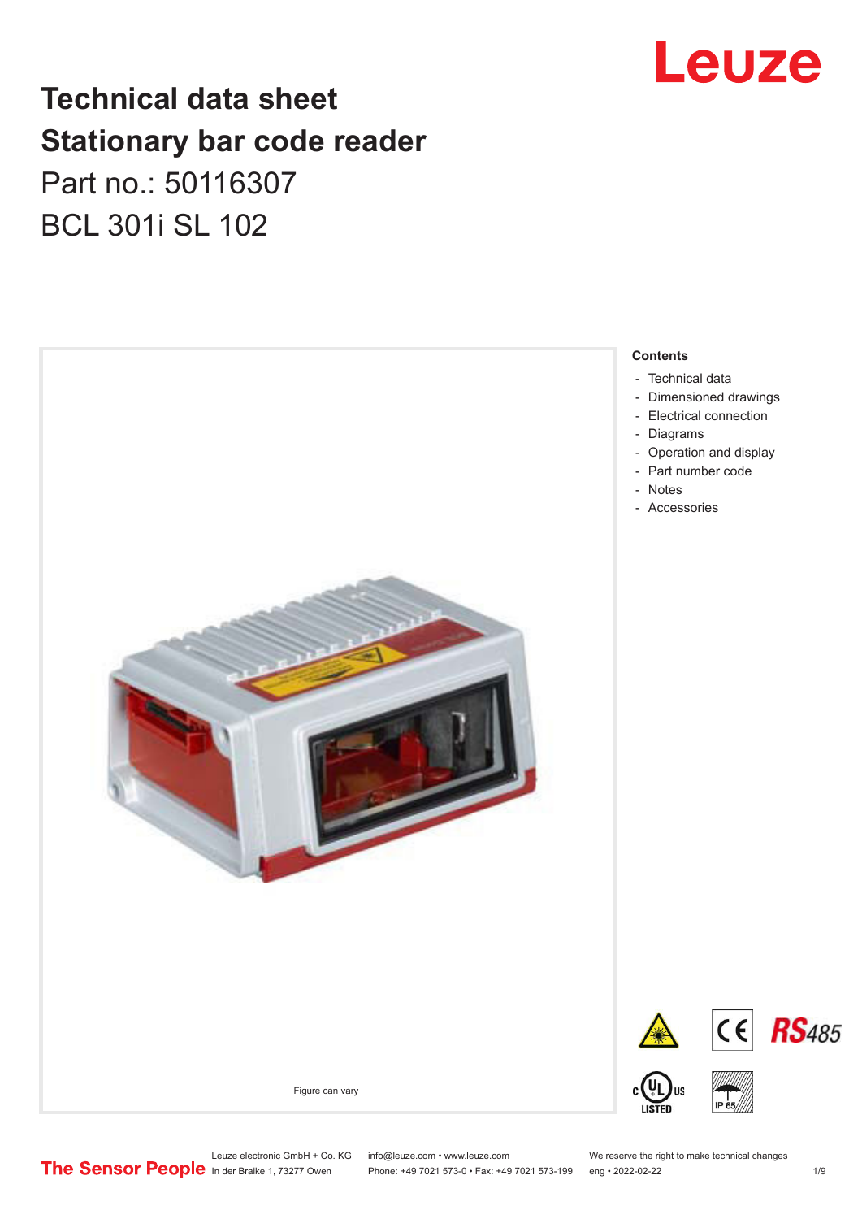# Technical data sheet
# Stationary bar code reader

Part no.: 50116307

BCL 301i SL 102

Figure can vary

**Contents**

- Technical data
- Dimensioned drawings
- Electrical connection
- Diagrams
- Operation and display
- Part number code
- Notes
- Accessories

Leuze electronic GmbH + Co. KG
In der Braike 1, 73277 Owen

info@leuze.com • www.leuze.com
Phone: +49 7021 573-0 • Fax: +49 7021 573-199

We reserve the right to make technical changes
eng • 2022-02-22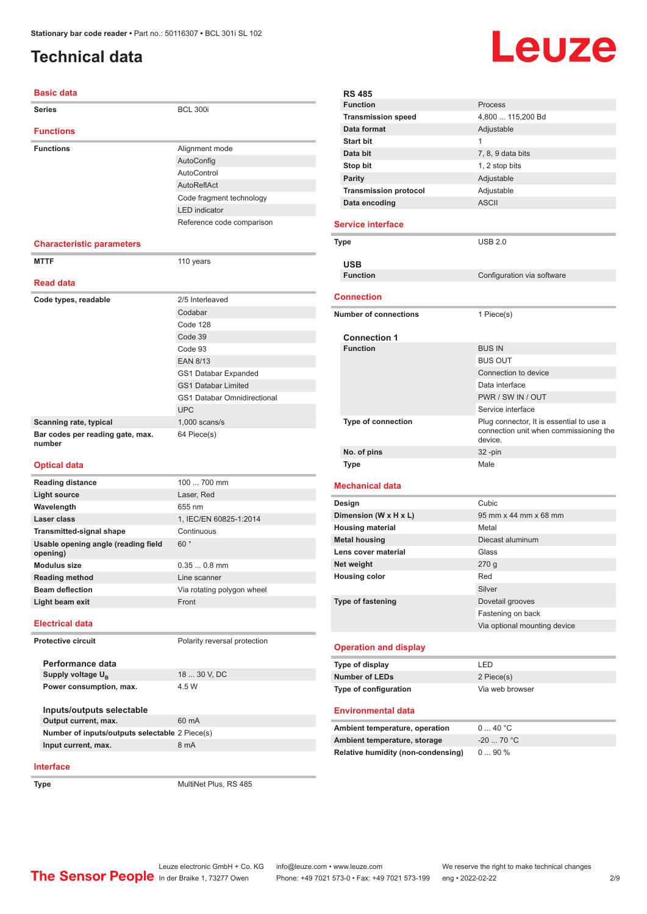Stationary bar code reader • Part no.: 50116307 • BCL 301i SL 102

# Technical data

## Basic data

| | |
|---|---|
| Series | BCL 300i |

## Functions

| | |
|---|---|
| Functions | Alignment mode |
| | AutoConfig |
| | AutoControl |
| | AutoReflAct |
| | Code fragment technology |
| | LED indicator |
| | Reference code comparison |

## Characteristic parameters

| | |
|---|---|
| MTTF | 110 years |

## Read data

| | |
|---|---|
| Code types, readable | 2/5 Interleaved |
| | Codabar |
| | Code 128 |
| | Code 39 |
| | Code 93 |
| | EAN 8/13 |
| | GS1 Databar Expanded |
| | GS1 Databar Limited |
| | GS1 Databar Omnidirectional |
| | UPC |
| Scanning rate, typical | 1,000 scans/s |
| Bar codes per reading gate, max. number | 64 Piece(s) |

## Optical data

| | |
|---|---|
| Reading distance | 100 ... 700 mm |
| Light source | Laser, Red |
| Wavelength | 655 nm |
| Laser class | 1, IEC/EN 60825-1:2014 |
| Transmitted-signal shape | Continuous |
| Usable opening angle (reading field opening) | 60 ° |
| Modulus size | 0.35 ... 0.8 mm |
| Reading method | Line scanner |
| Beam deflection | Via rotating polygon wheel |
| Light beam exit | Front |

## Electrical data

| | |
|---|---|
| Protective circuit | Polarity reversal protection |

### Performance data

| | |
|---|---|
| Supply voltage $U_B$ | 18 ... 30 V, DC |
| Power consumption, max. | 4.5 W |

### Inputs/outputs selectable

| | |
|---|---|
| Output current, max. | 60 mA |
| Number of inputs/outputs selectable | 2 Piece(s) |
| Input current, max. | 8 mA |

## Interface

| | |
|---|---|
| Type | MultiNet Plus, RS 485 |

### RS 485

| | |
|---|---|
| Function | Process |
| Transmission speed | 4,800 ... 115,200 Bd |
| Data format | Adjustable |
| Start bit | 1 |
| Data bit | 7, 8, 9 data bits |
| Stop bit | 1, 2 stop bits |
| Parity | Adjustable |
| Transmission protocol | Adjustable |
| Data encoding | ASCII |

## Service interface

| | |
|---|---|
| Type | USB 2.0 |

### USB

| | |
|---|---|
| Function | Configuration via software |

## Connection

| | |
|---|---|
| Number of connections | 1 Piece(s) |

### Connection 1

| | |
|---|---|
| Function | BUS IN |
| | BUS OUT |
| | Connection to device |
| | Data interface |
| | PWR / SW IN / OUT |
| | Service interface |
| Type of connection | Plug connector, It is essential to use a connection unit when commissioning the device. |
| No. of pins | 32 -pin |
| Type | Male |

## Mechanical data

| | |
|---|---|
| Design | Cubic |
| Dimension (W x H x L) | 95 mm x 44 mm x 68 mm |
| Housing material | Metal |
| Metal housing | Diecast aluminum |
| Lens cover material | Glass |
| Net weight | 270 g |
| Housing color | Red |
| | Silver |
| Type of fastening | Dovetail grooves |
| | Fastening on back |
| | Via optional mounting device |

## Operation and display

| | |
|---|---|
| Type of display | LED |
| Number of LEDs | 2 Piece(s) |
| Type of configuration | Via web browser |

## Environmental data

| | |
|---|---|
| Ambient temperature, operation | 0 ... 40 °C |
| Ambient temperature, storage | -20 ... 70 °C |
| Relative humidity (non-condensing) | 0 ... 90 % |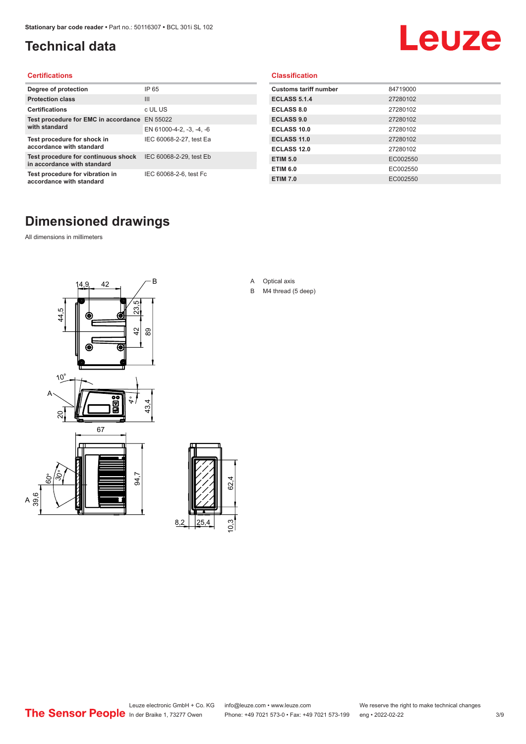# Technical data

## Certifications

| Degree of protection | IP 65 |
|---|---|
| Protection class | III |
| Certifications | c UL US |
| Test procedure for EMC in accordance with standard | EN 55022 |
| | EN 61000-4-2, -3, -4, -6 |
| Test procedure for shock in accordance with standard | IEC 60068-2-27, test Ea |
| Test procedure for continuous shock in accordance with standard | IEC 60068-2-29, test Eb |
| Test procedure for vibration in accordance with standard | IEC 60068-2-6, test Fc |

## Classification

| Customs tariff number | 84719000 |
|---|---|
| ECLASS 5.1.4 | 27280102 |
| ECLASS 8.0 | 27280102 |
| ECLASS 9.0 | 27280102 |
| ECLASS 10.0 | 27280102 |
| ECLASS 11.0 | 27280102 |
| ECLASS 12.0 | 27280102 |
| ETIM 5.0 | EC002550 |
| ETIM 6.0 | EC002550 |
| ETIM 7.0 | EC002550 |

# Dimensioned drawings

All dimensions in millimeters

A Optical axis

B M4 thread (5 deep)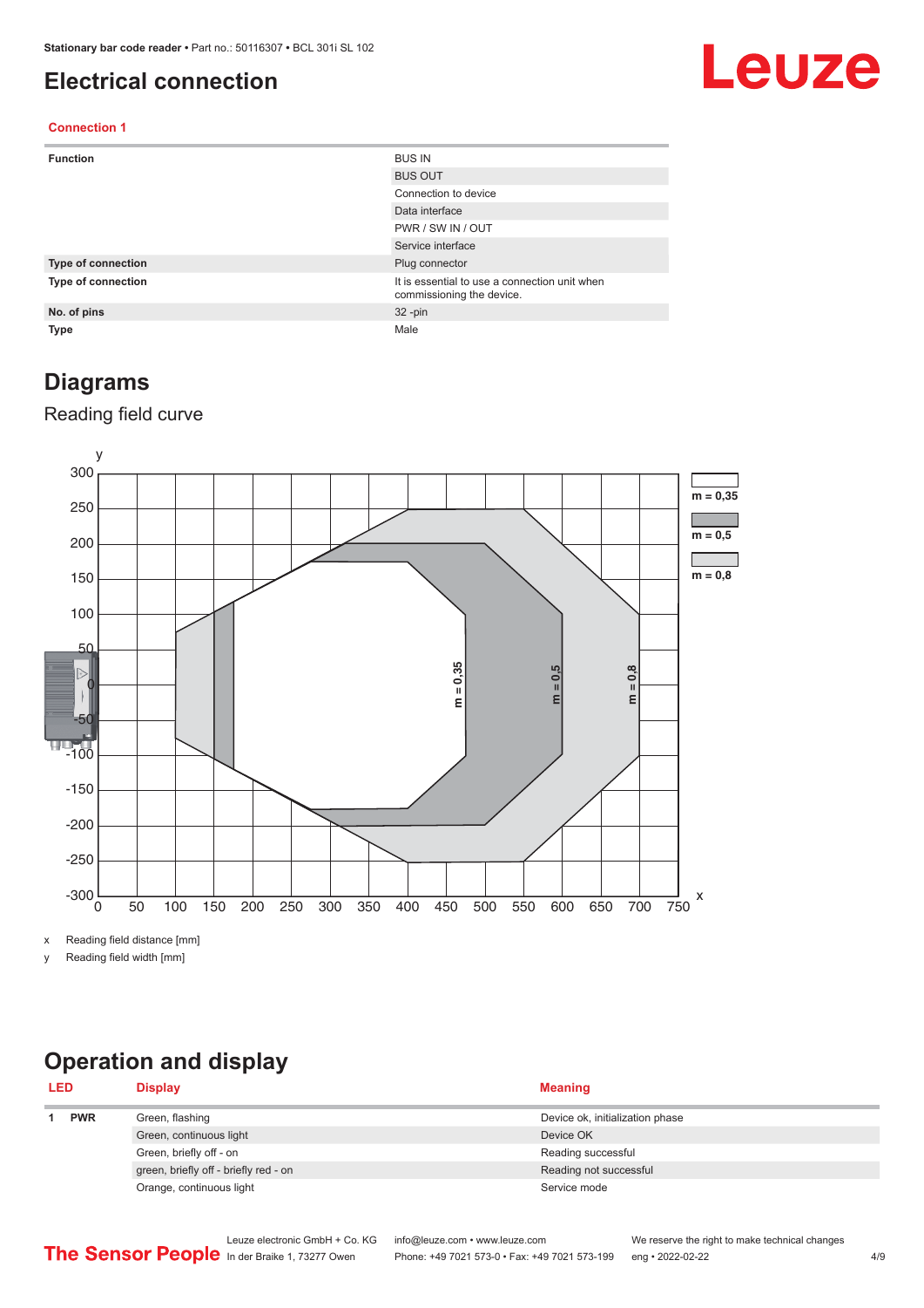# Electrical connection

### Connection 1

| | |
|---|---|
| **Function** | BUS IN |
| | BUS OUT |
| | Connection to device |
| | Data interface |
| | PWR / SW IN / OUT |
| | Service interface |
| **Type of connection** | Plug connector |
| **Type of connection** | It is essential to use a connection unit when commissioning the device. |
| **No. of pins** | 32 -pin |
| **Type** | Male |

# Diagrams

## Reading field curve

y

300
250
200
150
100
50
0
-50
-100
-150
-200
-250
-300

0 50 100 150 200 250 300 350 400 450 500 550 600 650 700 750 x

m = 0,35
m = 0,5
m = 0,8

m = 0,35
m = 0,5
m = 0,8

x Reading field distance [mm]

y Reading field width [mm]

# Operation and display

| LED | | Display | Meaning |
|---|---|---|---|
| 1 | PWR | Green, flashing | Device ok, initialization phase |
| | | Green, continuous light | Device OK |
| | | Green, briefly off - on | Reading successful |
| | | green, briefly off - briefly red - on | Reading not successful |
| | | Orange, continuous light | Service mode |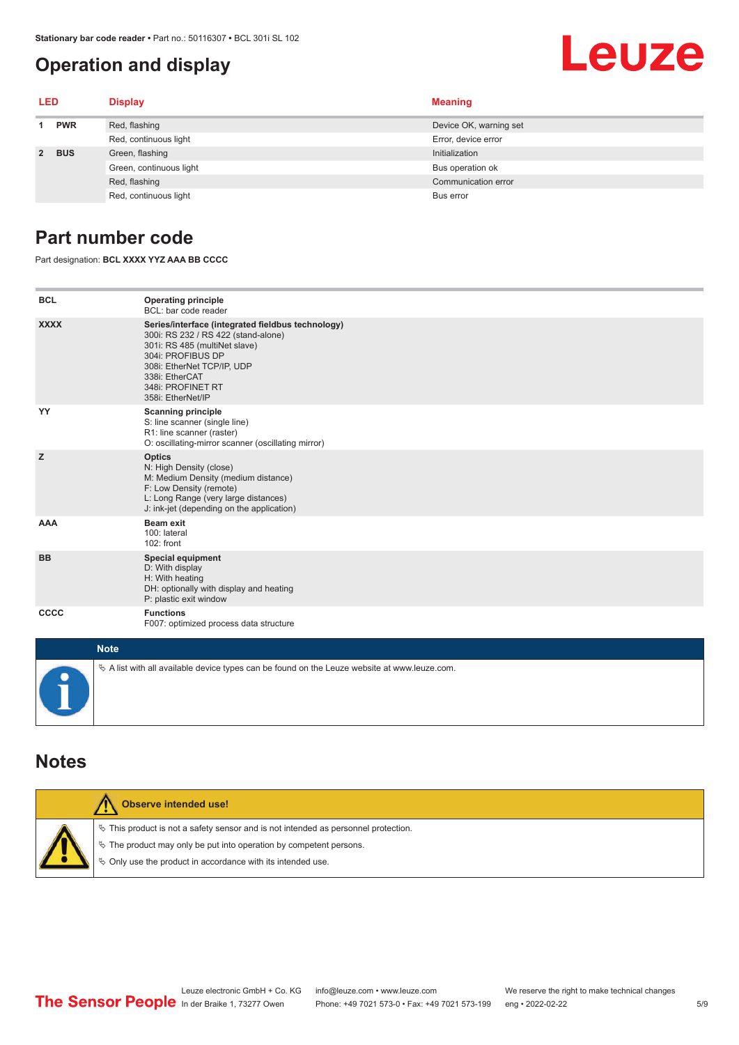## Operation and display

| LED | | Display | Meaning |
|---|---|---|---|
| 1 | PWR | Red, flashing | Device OK, warning set |
| | | Red, continuous light | Error, device error |
| 2 | BUS | Green, flashing | Initialization |
| | | Green, continuous light | Bus operation ok |
| | | Red, flashing | Communication error |
| | | Red, continuous light | Bus error |

## Part number code

Part designation: **BCL XXXX YYZ AAA BB CCCC**

| | |
|---|---|
| **BCL** | **Operating principle**<br>BCL: bar code reader |
| **XXXX** | **Series/interface (integrated fieldbus technology)**<br>300i: RS 232 / RS 422 (stand-alone)<br>301i: RS 485 (multiNet slave)<br>304i: PROFIBUS DP<br>308i: EtherNet TCP/IP, UDP<br>338i: EtherCAT<br>348i: PROFINET RT<br>358i: EtherNet/IP |
| **YY** | **Scanning principle**<br>S: line scanner (single line)<br>R1: line scanner (raster)<br>O: oscillating-mirror scanner (oscillating mirror) |
| **Z** | **Optics**<br>N: High Density (close)<br>M: Medium Density (medium distance)<br>F: Low Density (remote)<br>L: Long Range (very large distances)<br>J: ink-jet (depending on the application) |
| **AAA** | **Beam exit**<br>100: lateral<br>102: front |
| **BB** | **Special equipment**<br>D: With display<br>H: With heating<br>DH: optionally with display and heating<br>P: plastic exit window |
| **CCCC** | **Functions**<br>F007: optimized process data structure |

**Note**

- A list with all available device types can be found on the Leuze website at www.leuze.com.

## Notes

**Observe intended use!**

- This product is not a safety sensor and is not intended as personnel protection.
- The product may only be put into operation by competent persons.
- Only use the product in accordance with its intended use.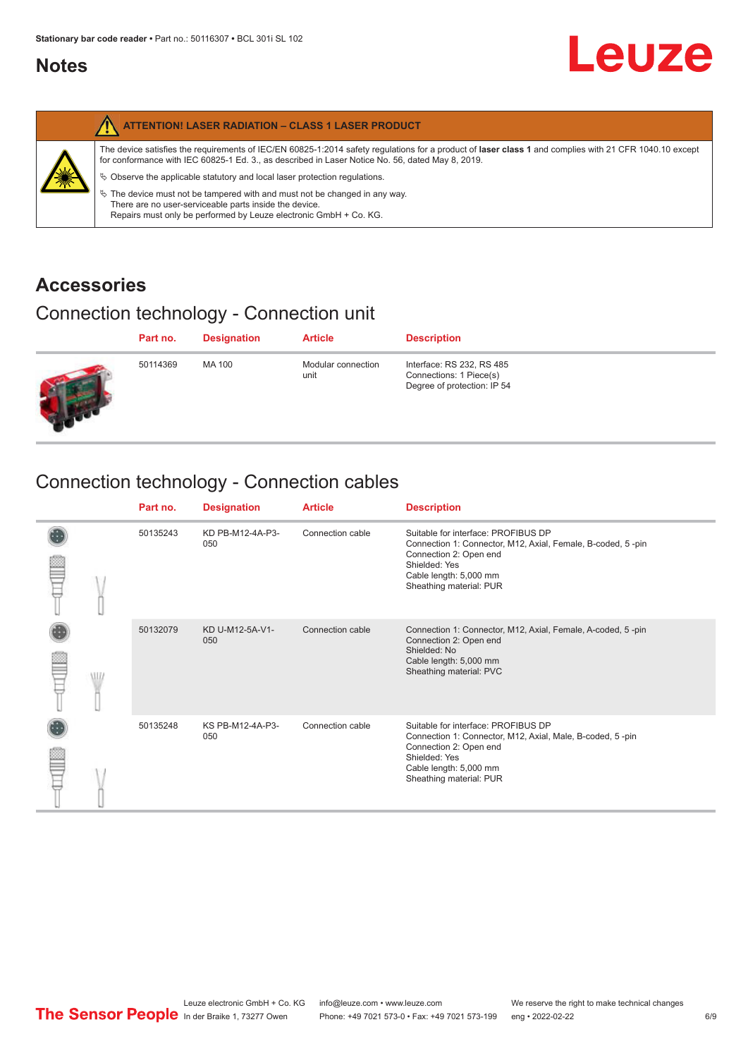## Notes

| ATTENTION! LASER RADIATION – CLASS 1 LASER PRODUCT |
|---|
| The device satisfies the requirements of IEC/EN 60825-1:2014 safety regulations for a product of **laser class 1** and complies with 21 CFR 1040.10 except for conformance with IEC 60825-1 Ed. 3., as described in Laser Notice No. 56, dated May 8, 2019.<br>↳ Observe the applicable statutory and local laser protection regulations.<br>↳ The device must not be tampered with and must not be changed in any way. There are no user-serviceable parts inside the device. Repairs must only be performed by Leuze electronic GmbH + Co. KG. |

# Accessories

## Connection technology - Connection unit

| Part no. | Designation | Article | Description |
|---|---|---|---|
| 50114369 | MA 100 | Modular connection unit | Interface: RS 232, RS 485<br>Connections: 1 Piece(s)<br>Degree of protection: IP 54 |

## Connection technology - Connection cables

| Part no. | Designation | Article | Description |
|---|---|---|---|
| 50135243 | KD PB-M12-4A-P3-050 | Connection cable | Suitable for interface: PROFIBUS DP<br>Connection 1: Connector, M12, Axial, Female, B-coded, 5 -pin<br>Connection 2: Open end<br>Shielded: Yes<br>Cable length: 5,000 mm<br>Sheathing material: PUR |
| 50132079 | KD U-M12-5A-V1-050 | Connection cable | Connection 1: Connector, M12, Axial, Female, A-coded, 5 -pin<br>Connection 2: Open end<br>Shielded: No<br>Cable length: 5,000 mm<br>Sheathing material: PVC |
| 50135248 | KS PB-M12-4A-P3-050 | Connection cable | Suitable for interface: PROFIBUS DP<br>Connection 1: Connector, M12, Axial, Male, B-coded, 5 -pin<br>Connection 2: Open end<br>Shielded: Yes<br>Cable length: 5,000 mm<br>Sheathing material: PUR |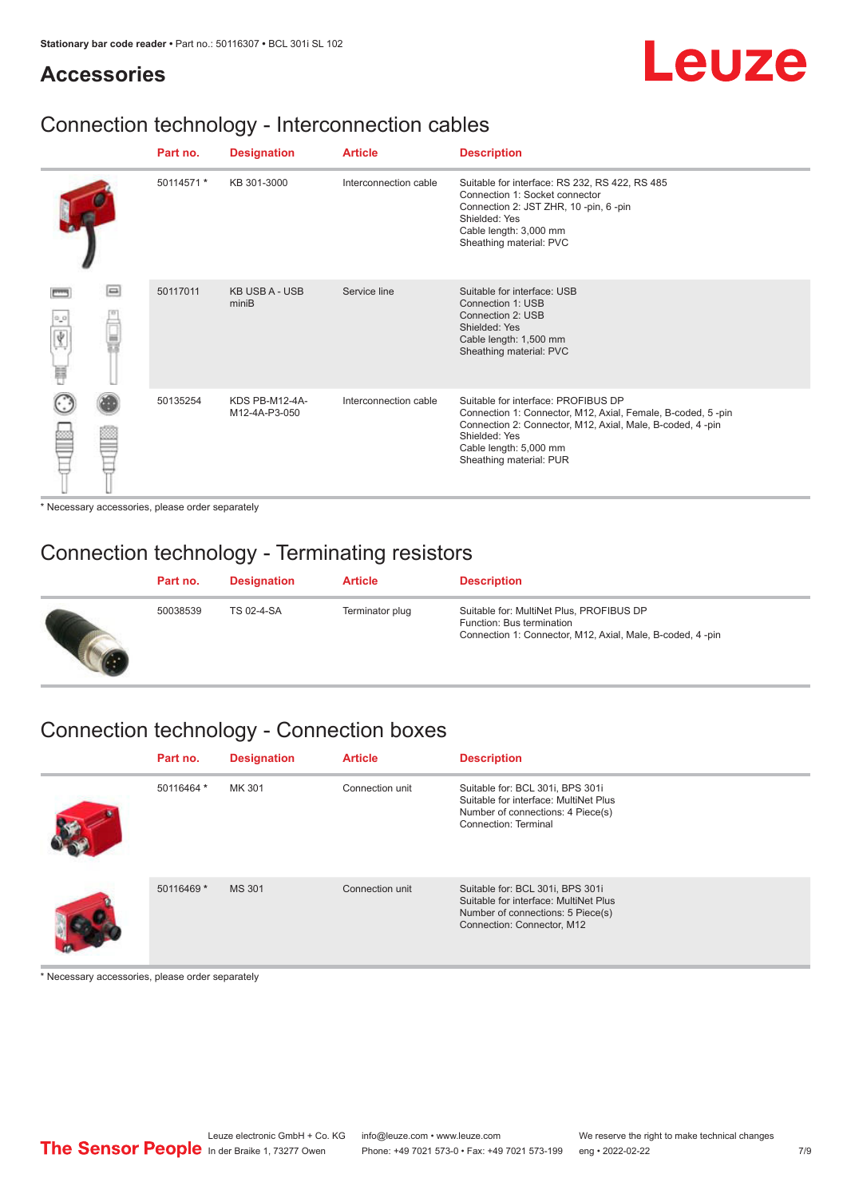## Accessories

### Connection technology - Interconnection cables

| | Part no. | Designation | Article | Description |
|---|---|---|---|---|
| | 50114571 * | KB 301-3000 | Interconnection cable | Suitable for interface: RS 232, RS 422, RS 485<br>Connection 1: Socket connector<br>Connection 2: JST ZHR, 10 -pin, 6 -pin<br>Shielded: Yes<br>Cable length: 3,000 mm<br>Sheathing material: PVC |
| | 50117011 | KB USB A - USB miniB | Service line | Suitable for interface: USB<br>Connection 1: USB<br>Connection 2: USB<br>Shielded: Yes<br>Cable length: 1,500 mm<br>Sheathing material: PVC |
| | 50135254 | KDS PB-M12-4A-M12-4A-P3-050 | Interconnection cable | Suitable for interface: PROFIBUS DP<br>Connection 1: Connector, M12, Axial, Female, B-coded, 5 -pin<br>Connection 2: Connector, M12, Axial, Male, B-coded, 4 -pin<br>Shielded: Yes<br>Cable length: 5,000 mm<br>Sheathing material: PUR |

* Necessary accessories, please order separately

### Connection technology - Terminating resistors

| | Part no. | Designation | Article | Description |
|---|---|---|---|---|
| | 50038539 | TS 02-4-SA | Terminator plug | Suitable for: MultiNet Plus, PROFIBUS DP<br>Function: Bus termination<br>Connection 1: Connector, M12, Axial, Male, B-coded, 4 -pin |

### Connection technology - Connection boxes

| | Part no. | Designation | Article | Description |
|---|---|---|---|---|
| | 50116464 * | MK 301 | Connection unit | Suitable for: BCL 301i, BPS 301i<br>Suitable for interface: MultiNet Plus<br>Number of connections: 4 Piece(s)<br>Connection: Terminal |
| | 50116469 * | MS 301 | Connection unit | Suitable for: BCL 301i, BPS 301i<br>Suitable for interface: MultiNet Plus<br>Number of connections: 5 Piece(s)<br>Connection: Connector, M12 |

* Necessary accessories, please order separately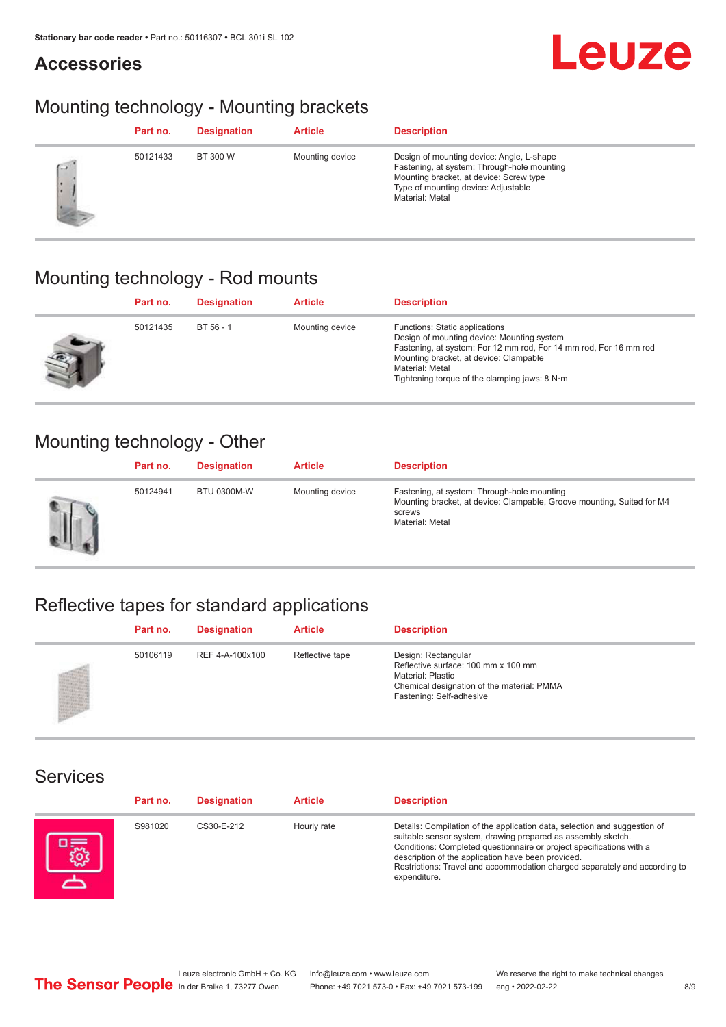## Accessories

### Mounting technology - Mounting brackets

| | Part no. | Designation | Article | Description |
|---|---|---|---|---|
| | 50121433 | BT 300 W | Mounting device | Design of mounting device: Angle, L-shape<br>Fastening, at system: Through-hole mounting<br>Mounting bracket, at device: Screw type<br>Type of mounting device: Adjustable<br>Material: Metal |

### Mounting technology - Rod mounts

| | Part no. | Designation | Article | Description |
|---|---|---|---|---|
| | 50121435 | BT 56 - 1 | Mounting device | Functions: Static applications<br>Design of mounting device: Mounting system<br>Fastening, at system: For 12 mm rod, For 14 mm rod, For 16 mm rod<br>Mounting bracket, at device: Clampable<br>Material: Metal<br>Tightening torque of the clamping jaws: 8 N·m |

### Mounting technology - Other

| | Part no. | Designation | Article | Description |
|---|---|---|---|---|
| | 50124941 | BTU 0300M-W | Mounting device | Fastening, at system: Through-hole mounting<br>Mounting bracket, at device: Clampable, Groove mounting, Suited for M4 screws<br>Material: Metal |

### Reflective tapes for standard applications

| | Part no. | Designation | Article | Description |
|---|---|---|---|---|
| | 50106119 | REF 4-A-100x100 | Reflective tape | Design: Rectangular<br>Reflective surface: 100 mm x 100 mm<br>Material: Plastic<br>Chemical designation of the material: PMMA<br>Fastening: Self-adhesive |

### Services

| | Part no. | Designation | Article | Description |
|---|---|---|---|---|
| | S981020 | CS30-E-212 | Hourly rate | Details: Compilation of the application data, selection and suggestion of suitable sensor system, drawing prepared as assembly sketch.<br>Conditions: Completed questionnaire or project specifications with a description of the application have been provided.<br>Restrictions: Travel and accommodation charged separately and according to expenditure. |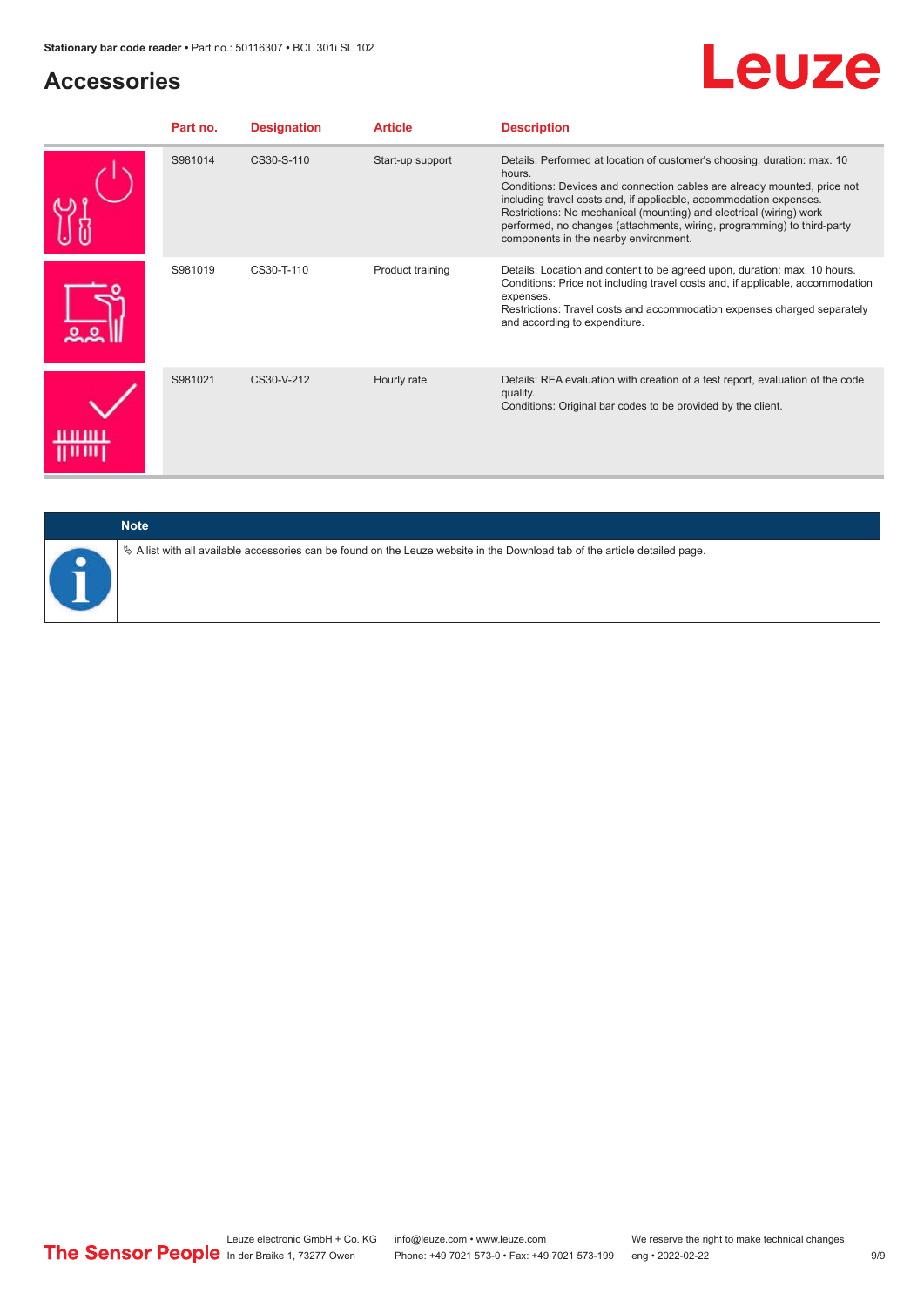## Accessories

| | Part no. | Designation | Article | Description |
|---|---|---|---|---|
| | S981014 | CS30-S-110 | Start-up support | Details: Performed at location of customer's choosing, duration: max. 10 hours.<br>Conditions: Devices and connection cables are already mounted, price not including travel costs and, if applicable, accommodation expenses.<br>Restrictions: No mechanical (mounting) and electrical (wiring) work performed, no changes (attachments, wiring, programming) to third-party components in the nearby environment. |
| | S981019 | CS30-T-110 | Product training | Details: Location and content to be agreed upon, duration: max. 10 hours.<br>Conditions: Price not including travel costs and, if applicable, accommodation expenses.<br>Restrictions: Travel costs and accommodation expenses charged separately and according to expenditure. |
| | S981021 | CS30-V-212 | Hourly rate | Details: REA evaluation with creation of a test report, evaluation of the code quality.<br>Conditions: Original bar codes to be provided by the client. |

**Note**

↬ A list with all available accessories can be found on the Leuze website in the Download tab of the article detailed page.